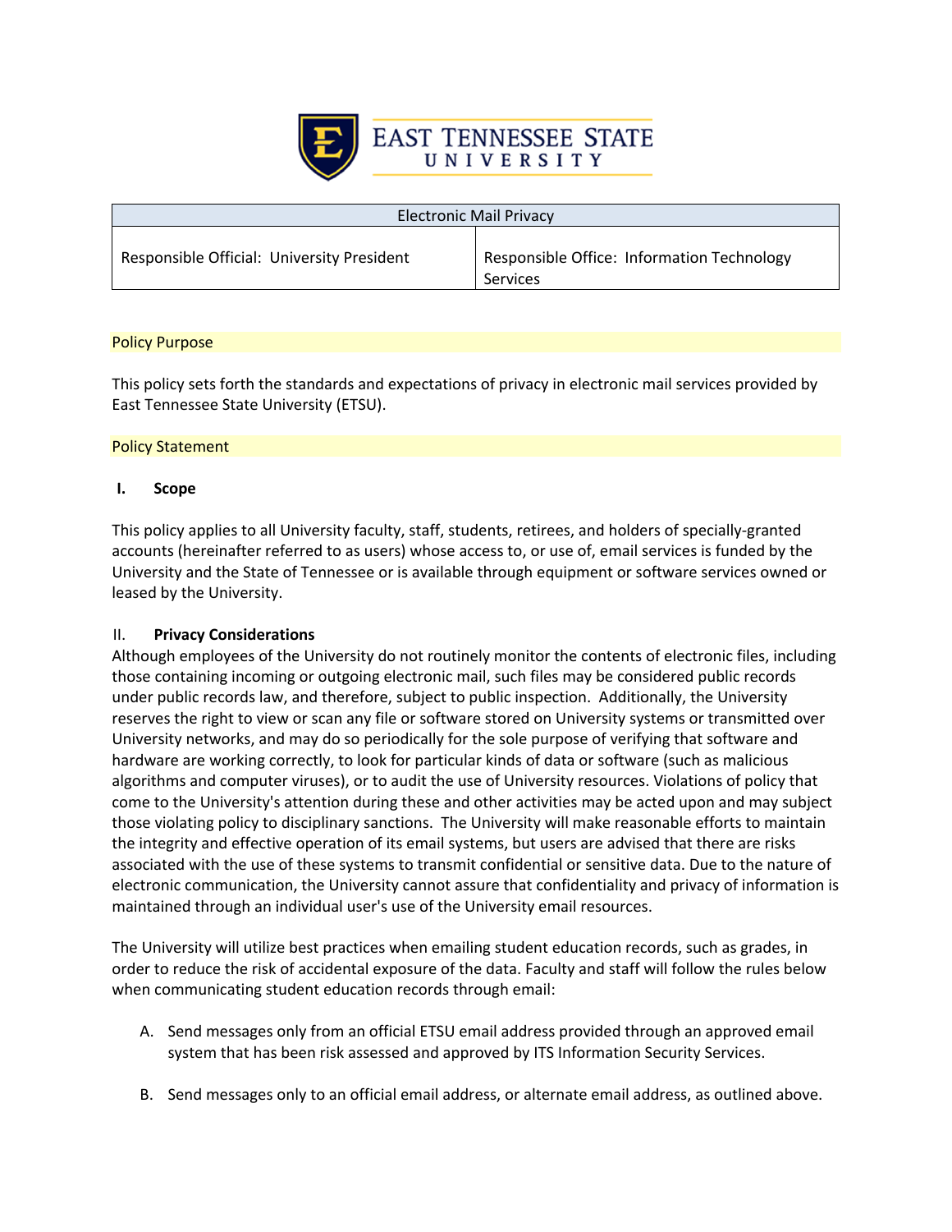# EAST TENNESSEE STATE UNIVERSITY

| Electronic Mail Privacy | |
|---|---|
| Responsible Official: University President | Responsible Office: Information Technology Services |

## Policy Purpose

This policy sets forth the standards and expectations of privacy in electronic mail services provided by East Tennessee State University (ETSU).

## Policy Statement

### I. Scope

This policy applies to all University faculty, staff, students, retirees, and holders of specially-granted accounts (hereinafter referred to as users) whose access to, or use of, email services is funded by the University and the State of Tennessee or is available through equipment or software services owned or leased by the University.

### II. Privacy Considerations

Although employees of the University do not routinely monitor the contents of electronic files, including those containing incoming or outgoing electronic mail, such files may be considered public records under public records law, and therefore, subject to public inspection. Additionally, the University reserves the right to view or scan any file or software stored on University systems or transmitted over University networks, and may do so periodically for the sole purpose of verifying that software and hardware are working correctly, to look for particular kinds of data or software (such as malicious algorithms and computer viruses), or to audit the use of University resources. Violations of policy that come to the University's attention during these and other activities may be acted upon and may subject those violating policy to disciplinary sanctions. The University will make reasonable efforts to maintain the integrity and effective operation of its email systems, but users are advised that there are risks associated with the use of these systems to transmit confidential or sensitive data. Due to the nature of electronic communication, the University cannot assure that confidentiality and privacy of information is maintained through an individual user's use of the University email resources.

The University will utilize best practices when emailing student education records, such as grades, in order to reduce the risk of accidental exposure of the data. Faculty and staff will follow the rules below when communicating student education records through email:

A. Send messages only from an official ETSU email address provided through an approved email system that has been risk assessed and approved by ITS Information Security Services.

B. Send messages only to an official email address, or alternate email address, as outlined above.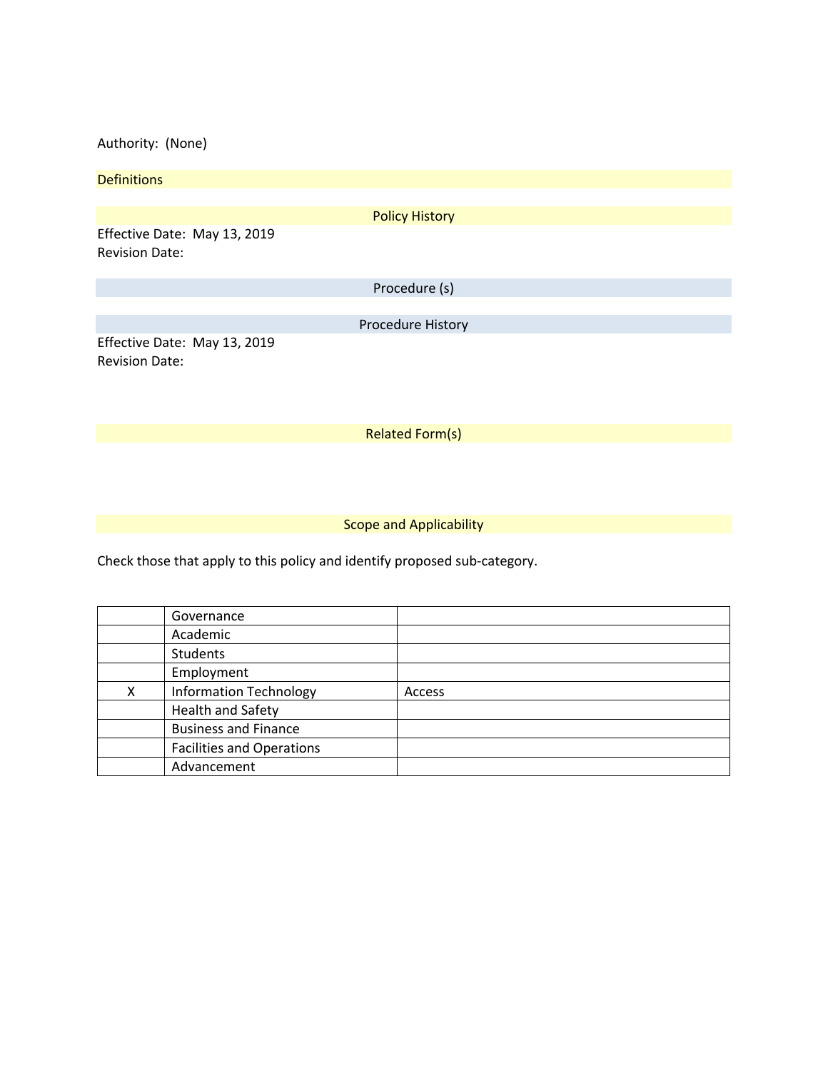Authority: (None)

## Definitions

## Policy History

Effective Date: May 13, 2019
Revision Date:

## Procedure (s)

## Procedure History

Effective Date: May 13, 2019
Revision Date:

## Related Form(s)

## Scope and Applicability

Check those that apply to this policy and identify proposed sub-category.

| | | |
|---|---|---|
| | Governance | |
| | Academic | |
| | Students | |
| | Employment | |
| X | Information Technology | Access |
| | Health and Safety | |
| | Business and Finance | |
| | Facilities and Operations | |
| | Advancement | |